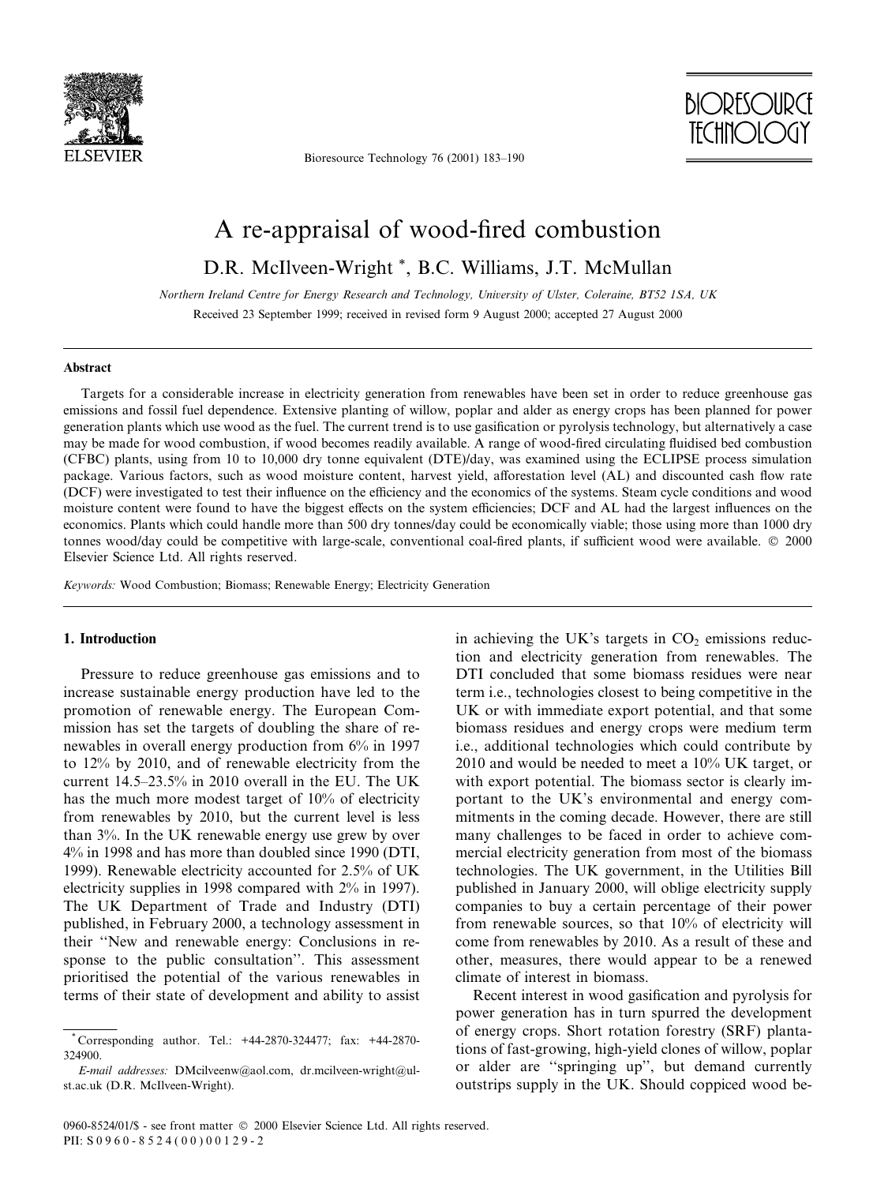# A re-appraisal of wood-fired combustion

D.R. McIlveen-Wright *, B.C. Williams, J.T. McMullan

*Northern Ireland Centre for Energy Research and Technology, University of Ulster, Coleraine, BT52 1SA, UK*

Received 23 September 1999; received in revised form 9 August 2000; accepted 27 August 2000

## Abstract

Targets for a considerable increase in electricity generation from renewables have been set in order to reduce greenhouse gas emissions and fossil fuel dependence. Extensive planting of willow, poplar and alder as energy crops has been planned for power generation plants which use wood as the fuel. The current trend is to use gasification or pyrolysis technology, but alternatively a case may be made for wood combustion, if wood becomes readily available. A range of wood-fired circulating fluidised bed combustion (CFBC) plants, using from 10 to 10,000 dry tonne equivalent (DTE)/day, was examined using the ECLIPSE process simulation package. Various factors, such as wood moisture content, harvest yield, afforestation level (AL) and discounted cash flow rate (DCF) were investigated to test their influence on the efficiency and the economics of the systems. Steam cycle conditions and wood moisture content were found to have the biggest effects on the system efficiencies; DCF and AL had the largest influences on the economics. Plants which could handle more than 500 dry tonnes/day could be economically viable; those using more than 1000 dry tonnes wood/day could be competitive with large-scale, conventional coal-fired plants, if sufficient wood were available. © 2000 Elsevier Science Ltd. All rights reserved.

*Keywords:* Wood Combustion; Biomass; Renewable Energy; Electricity Generation

## 1. Introduction

Pressure to reduce greenhouse gas emissions and to increase sustainable energy production have led to the promotion of renewable energy. The European Commission has set the targets of doubling the share of renewables in overall energy production from 6% in 1997 to 12% by 2010, and of renewable electricity from the current 14.5–23.5% in 2010 overall in the EU. The UK has the much more modest target of 10% of electricity from renewables by 2010, but the current level is less than 3%. In the UK renewable energy use grew by over 4% in 1998 and has more than doubled since 1990 (DTI, 1999). Renewable electricity accounted for 2.5% of UK electricity supplies in 1998 compared with 2% in 1997). The UK Department of Trade and Industry (DTI) published, in February 2000, a technology assessment in their ''New and renewable energy: Conclusions in response to the public consultation''. This assessment prioritised the potential of the various renewables in terms of their state of development and ability to assist in achieving the UK's targets in $CO_2$ emissions reduction and electricity generation from renewables. The DTI concluded that some biomass residues were near term i.e., technologies closest to being competitive in the UK or with immediate export potential, and that some biomass residues and energy crops were medium term i.e., additional technologies which could contribute by 2010 and would be needed to meet a 10% UK target, or with export potential. The biomass sector is clearly important to the UK's environmental and energy commitments in the coming decade. However, there are still many challenges to be faced in order to achieve commercial electricity generation from most of the biomass technologies. The UK government, in the Utilities Bill published in January 2000, will oblige electricity supply companies to buy a certain percentage of their power from renewable sources, so that 10% of electricity will come from renewables by 2010. As a result of these and other, measures, there would appear to be a renewed climate of interest in biomass.

Recent interest in wood gasification and pyrolysis for power generation has in turn spurred the development of energy crops. Short rotation forestry (SRF) plantations of fast-growing, high-yield clones of willow, poplar or alder are ''springing up'', but demand currently outstrips supply in the UK. Should coppiced wood be-

* Corresponding author. Tel.: +44-2870-324477; fax: +44-2870-324900.

*E-mail addresses:* DMcilveenw@aol.com, dr.mcilveen-wright@ulst.ac.uk (D.R. McIlveen-Wright).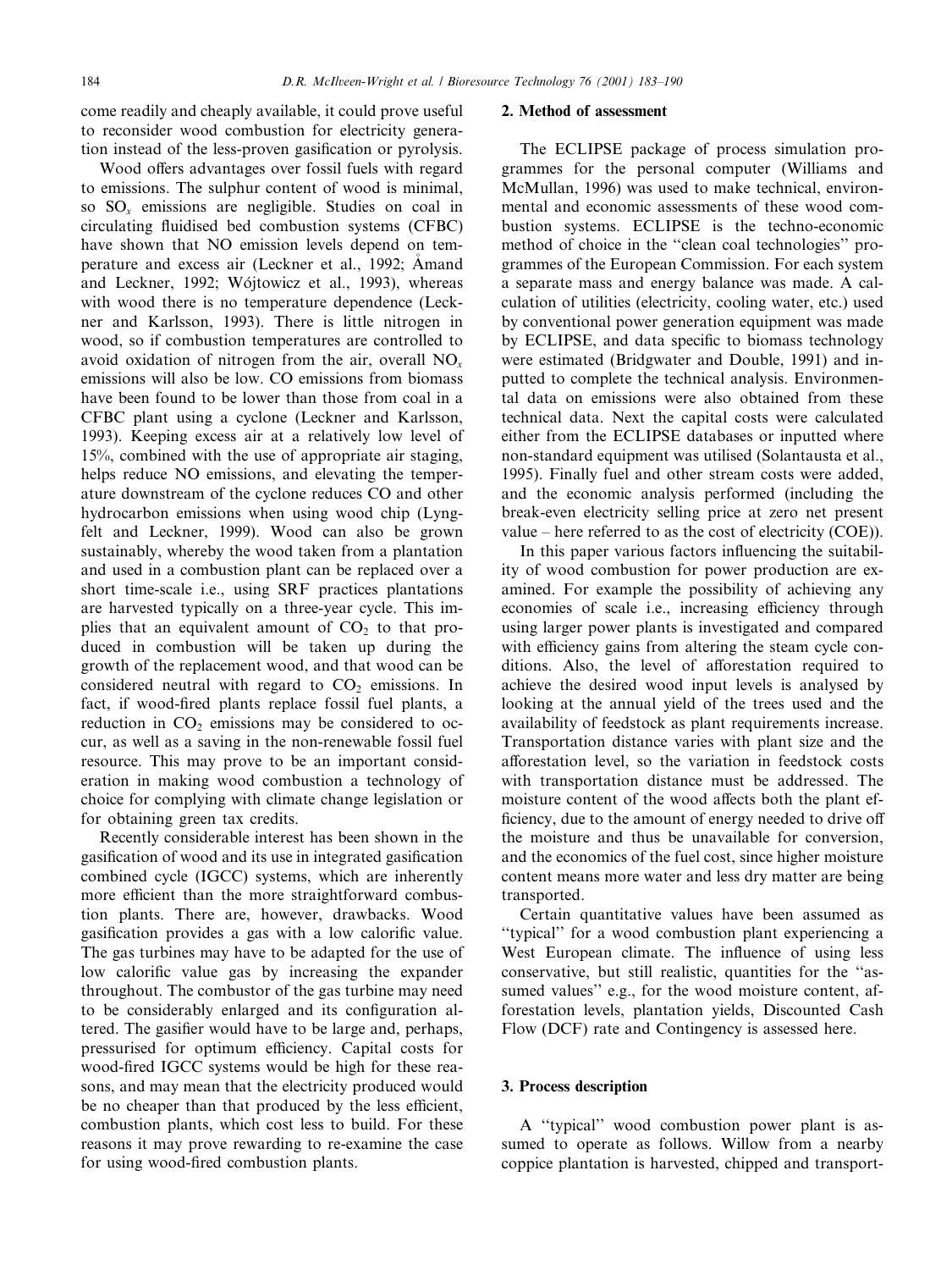come readily and cheaply available, it could prove useful to reconsider wood combustion for electricity generation instead of the less-proven gasification or pyrolysis.

Wood offers advantages over fossil fuels with regard to emissions. The sulphur content of wood is minimal, so $SO_x$ emissions are negligible. Studies on coal in circulating fluidised bed combustion systems (CFBC) have shown that NO emission levels depend on temperature and excess air (Leckner et al., 1992; Åmand and Leckner, 1992; Wójtowicz et al., 1993), whereas with wood there is no temperature dependence (Leckner and Karlsson, 1993). There is little nitrogen in wood, so if combustion temperatures are controlled to avoid oxidation of nitrogen from the air, overall $NO_x$ emissions will also be low. CO emissions from biomass have been found to be lower than those from coal in a CFBC plant using a cyclone (Leckner and Karlsson, 1993). Keeping excess air at a relatively low level of 15%, combined with the use of appropriate air staging, helps reduce NO emissions, and elevating the temperature downstream of the cyclone reduces CO and other hydrocarbon emissions when using wood chip (Lyngfelt and Leckner, 1999). Wood can also be grown sustainably, whereby the wood taken from a plantation and used in a combustion plant can be replaced over a short time-scale i.e., using SRF practices plantations are harvested typically on a three-year cycle. This implies that an equivalent amount of $CO_2$ to that produced in combustion will be taken up during the growth of the replacement wood, and that wood can be considered neutral with regard to $CO_2$ emissions. In fact, if wood-fired plants replace fossil fuel plants, a reduction in $CO_2$ emissions may be considered to occur, as well as a saving in the non-renewable fossil fuel resource. This may prove to be an important consideration in making wood combustion a technology of choice for complying with climate change legislation or for obtaining green tax credits.

Recently considerable interest has been shown in the gasification of wood and its use in integrated gasification combined cycle (IGCC) systems, which are inherently more efficient than the more straightforward combustion plants. There are, however, drawbacks. Wood gasification provides a gas with a low calorific value. The gas turbines may have to be adapted for the use of low calorific value gas by increasing the expander throughout. The combustor of the gas turbine may need to be considerably enlarged and its configuration altered. The gasifier would have to be large and, perhaps, pressurised for optimum efficiency. Capital costs for wood-fired IGCC systems would be high for these reasons, and may mean that the electricity produced would be no cheaper than that produced by the less efficient, combustion plants, which cost less to build. For these reasons it may prove rewarding to re-examine the case for using wood-fired combustion plants.

## 2. Method of assessment

The ECLIPSE package of process simulation programmes for the personal computer (Williams and McMullan, 1996) was used to make technical, environmental and economic assessments of these wood combustion systems. ECLIPSE is the techno-economic method of choice in the "clean coal technologies" programmes of the European Commission. For each system a separate mass and energy balance was made. A calculation of utilities (electricity, cooling water, etc.) used by conventional power generation equipment was made by ECLIPSE, and data specific to biomass technology were estimated (Bridgwater and Double, 1991) and inputted to complete the technical analysis. Environmental data on emissions were also obtained from these technical data. Next the capital costs were calculated either from the ECLIPSE databases or inputted where non-standard equipment was utilised (Solantausta et al., 1995). Finally fuel and other stream costs were added, and the economic analysis performed (including the break-even electricity selling price at zero net present value – here referred to as the cost of electricity (COE)).

In this paper various factors influencing the suitability of wood combustion for power production are examined. For example the possibility of achieving any economies of scale i.e., increasing efficiency through using larger power plants is investigated and compared with efficiency gains from altering the steam cycle conditions. Also, the level of afforestation required to achieve the desired wood input levels is analysed by looking at the annual yield of the trees used and the availability of feedstock as plant requirements increase. Transportation distance varies with plant size and the afforestation level, so the variation in feedstock costs with transportation distance must be addressed. The moisture content of the wood affects both the plant efficiency, due to the amount of energy needed to drive off the moisture and thus be unavailable for conversion, and the economics of the fuel cost, since higher moisture content means more water and less dry matter are being transported.

Certain quantitative values have been assumed as "typical" for a wood combustion plant experiencing a West European climate. The influence of using less conservative, but still realistic, quantities for the "assumed values" e.g., for the wood moisture content, afforestation levels, plantation yields, Discounted Cash Flow (DCF) rate and Contingency is assessed here.

## 3. Process description

A "typical" wood combustion power plant is assumed to operate as follows. Willow from a nearby coppice plantation is harvested, chipped and transport-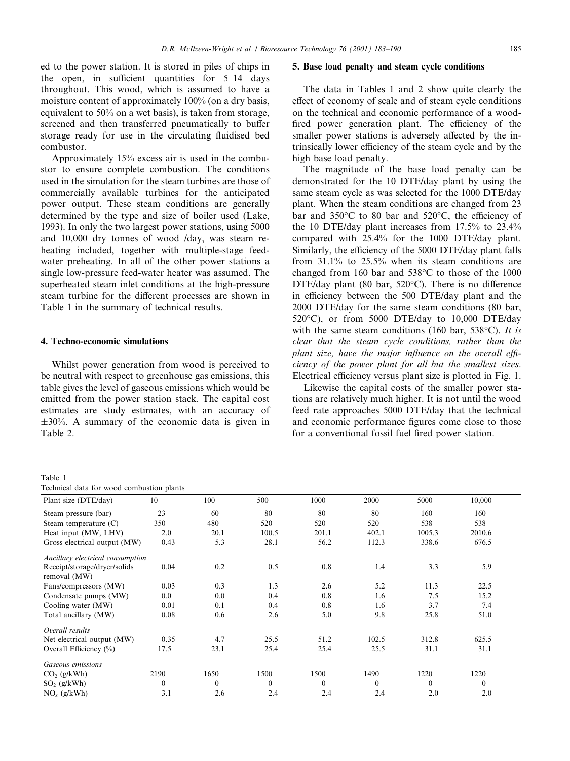ed to the power station. It is stored in piles of chips in the open, in sufficient quantities for 5–14 days throughout. This wood, which is assumed to have a moisture content of approximately 100% (on a dry basis, equivalent to 50% on a wet basis), is taken from storage, screened and then transferred pneumatically to buffer storage ready for use in the circulating fluidised bed combustor.

Approximately 15% excess air is used in the combustor to ensure complete combustion. The conditions used in the simulation for the steam turbines are those of commercially available turbines for the anticipated power output. These steam conditions are generally determined by the type and size of boiler used (Lake, 1993). In only the two largest power stations, using 5000 and 10,000 dry tonnes of wood /day, was steam reheating included, together with multiple-stage feedwater preheating. In all of the other power stations a single low-pressure feed-water heater was assumed. The superheated steam inlet conditions at the high-pressure steam turbine for the different processes are shown in Table 1 in the summary of technical results.

## 4. Techno-economic simulations

Whilst power generation from wood is perceived to be neutral with respect to greenhouse gas emissions, this table gives the level of gaseous emissions which would be emitted from the power station stack. The capital cost estimates are study estimates, with an accuracy of ±30%. A summary of the economic data is given in Table 2.

## 5. Base load penalty and steam cycle conditions

The data in Tables 1 and 2 show quite clearly the effect of economy of scale and of steam cycle conditions on the technical and economic performance of a wood-fired power generation plant. The efficiency of the smaller power stations is adversely affected by the intrinsically lower efficiency of the steam cycle and by the high base load penalty.

The magnitude of the base load penalty can be demonstrated for the 10 DTE/day plant by using the same steam cycle as was selected for the 1000 DTE/day plant. When the steam conditions are changed from 23 bar and 350°C to 80 bar and 520°C, the efficiency of the 10 DTE/day plant increases from 17.5% to 23.4% compared with 25.4% for the 1000 DTE/day plant. Similarly, the efficiency of the 5000 DTE/day plant falls from 31.1% to 25.5% when its steam conditions are changed from 160 bar and 538°C to those of the 1000 DTE/day plant (80 bar, 520°C). There is no difference in efficiency between the 500 DTE/day plant and the 2000 DTE/day for the same steam conditions (80 bar, 520°C), or from 5000 DTE/day to 10,000 DTE/day with the same steam conditions (160 bar, 538°C). *It is clear that the steam cycle conditions, rather than the plant size, have the major influence on the overall efficiency of the power plant for all but the smallest sizes.* Electrical efficiency versus plant size is plotted in Fig. 1.

Likewise the capital costs of the smaller power stations are relatively much higher. It is not until the wood feed rate approaches 5000 DTE/day that the technical and economic performance figures come close to those for a conventional fossil fuel fired power station.

Table 1
Technical data for wood combustion plants

| Plant size (DTE/day) | 10 | 100 | 500 | 1000 | 2000 | 5000 | 10,000 |
|---|---|---|---|---|---|---|---|
| Steam pressure (bar) | 23 | 60 | 80 | 80 | 80 | 160 | 160 |
| Steam temperature (C) | 350 | 480 | 520 | 520 | 520 | 538 | 538 |
| Heat input (MW, LHV) | 2.0 | 20.1 | 100.5 | 201.1 | 402.1 | 1005.3 | 2010.6 |
| Gross electrical output (MW) | 0.43 | 5.3 | 28.1 | 56.2 | 112.3 | 338.6 | 676.5 |
| *Ancillary electrical consumption* | | | | | | | |
| Receipt/storage/dryer/solids removal (MW) | 0.04 | 0.2 | 0.5 | 0.8 | 1.4 | 3.3 | 5.9 |
| Fans/compressors (MW) | 0.03 | 0.3 | 1.3 | 2.6 | 5.2 | 11.3 | 22.5 |
| Condensate pumps (MW) | 0.0 | 0.0 | 0.4 | 0.8 | 1.6 | 7.5 | 15.2 |
| Cooling water (MW) | 0.01 | 0.1 | 0.4 | 0.8 | 1.6 | 3.7 | 7.4 |
| Total ancillary (MW) | 0.08 | 0.6 | 2.6 | 5.0 | 9.8 | 25.8 | 51.0 |
| *Overall results* | | | | | | | |
| Net electrical output (MW) | 0.35 | 4.7 | 25.5 | 51.2 | 102.5 | 312.8 | 625.5 |
| Overall Efficiency (%) | 17.5 | 23.1 | 25.4 | 25.4 | 25.5 | 31.1 | 31.1 |
| *Gaseous emissions* | | | | | | | |
| $CO_2$ (g/kWh) | 2190 | 1650 | 1500 | 1500 | 1490 | 1220 | 1220 |
| $SO_2$ (g/kWh) | 0 | 0 | 0 | 0 | 0 | 0 | 0 |
| $NO_x$ (g/kWh) | 3.1 | 2.6 | 2.4 | 2.4 | 2.4 | 2.0 | 2.0 |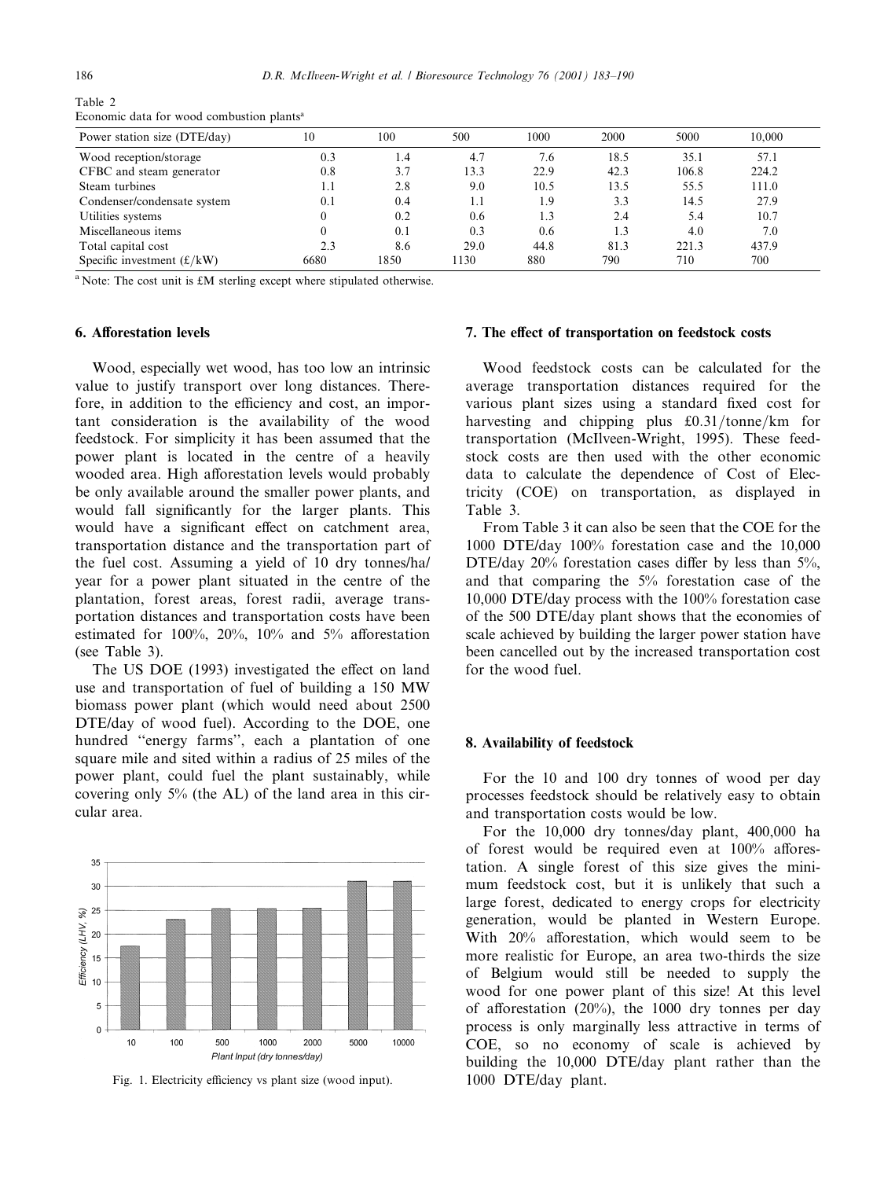Table 2
Economic data for wood combustion plants[a]

| Power station size (DTE/day) | 10 | 100 | 500 | 1000 | 2000 | 5000 | 10,000 |
|---|---|---|---|---|---|---|---|
| Wood reception/storage | 0.3 | 1.4 | 4.7 | 7.6 | 18.5 | 35.1 | 57.1 |
| CFBC and steam generator | 0.8 | 3.7 | 13.3 | 22.9 | 42.3 | 106.8 | 224.2 |
| Steam turbines | 1.1 | 2.8 | 9.0 | 10.5 | 13.5 | 55.5 | 111.0 |
| Condenser/condensate system | 0.1 | 0.4 | 1.1 | 1.9 | 3.3 | 14.5 | 27.9 |
| Utilities systems | 0 | 0.2 | 0.6 | 1.3 | 2.4 | 5.4 | 10.7 |
| Miscellaneous items | 0 | 0.1 | 0.3 | 0.6 | 1.3 | 4.0 | 7.0 |
| Total capital cost | 2.3 | 8.6 | 29.0 | 44.8 | 81.3 | 221.3 | 437.9 |
| Specific investment (£/kW) | 6680 | 1850 | 1130 | 880 | 790 | 710 | 700 |

[a] Note: The cost unit is £M sterling except where stipulated otherwise.

## 6. Afforestation levels

Wood, especially wet wood, has too low an intrinsic value to justify transport over long distances. Therefore, in addition to the efficiency and cost, an important consideration is the availability of the wood feedstock. For simplicity it has been assumed that the power plant is located in the centre of a heavily wooded area. High afforestation levels would probably be only available around the smaller power plants, and would fall significantly for the larger plants. This would have a significant effect on catchment area, transportation distance and the transportation part of the fuel cost. Assuming a yield of 10 dry tonnes/ha/year for a power plant situated in the centre of the plantation, forest areas, forest radii, average transportation distances and transportation costs have been estimated for 100%, 20%, 10% and 5% afforestation (see Table 3).

The US DOE (1993) investigated the effect on land use and transportation of fuel of building a 150 MW biomass power plant (which would need about 2500 DTE/day of wood fuel). According to the DOE, one hundred "energy farms", each a plantation of one square mile and sited within a radius of 25 miles of the power plant, could fuel the plant sustainably, while covering only 5% (the AL) of the land area in this circular area.

Fig. 1. Electricity efficiency vs plant size (wood input).

## 7. The effect of transportation on feedstock costs

Wood feedstock costs can be calculated for the average transportation distances required for the various plant sizes using a standard fixed cost for harvesting and chipping plus £0.31/tonne/km for transportation (McIlveen-Wright, 1995). These feedstock costs are then used with the other economic data to calculate the dependence of Cost of Electricity (COE) on transportation, as displayed in Table 3.

From Table 3 it can also be seen that the COE for the 1000 DTE/day 100% forestation case and the 10,000 DTE/day 20% forestation cases differ by less than 5%, and that comparing the 5% forestation case of the 10,000 DTE/day process with the 100% forestation case of the 500 DTE/day plant shows that the economies of scale achieved by building the larger power station have been cancelled out by the increased transportation cost for the wood fuel.

## 8. Availability of feedstock

For the 10 and 100 dry tonnes of wood per day processes feedstock should be relatively easy to obtain and transportation costs would be low.

For the 10,000 dry tonnes/day plant, 400,000 ha of forest would be required even at 100% afforestation. A single forest of this size gives the minimum feedstock cost, but it is unlikely that such a large forest, dedicated to energy crops for electricity generation, would be planted in Western Europe. With 20% afforestation, which would seem to be more realistic for Europe, an area two-thirds the size of Belgium would still be needed to supply the wood for one power plant of this size! At this level of afforestation (20%), the 1000 dry tonnes per day process is only marginally less attractive in terms of COE, so no economy of scale is achieved by building the 10,000 DTE/day plant rather than the 1000 DTE/day plant.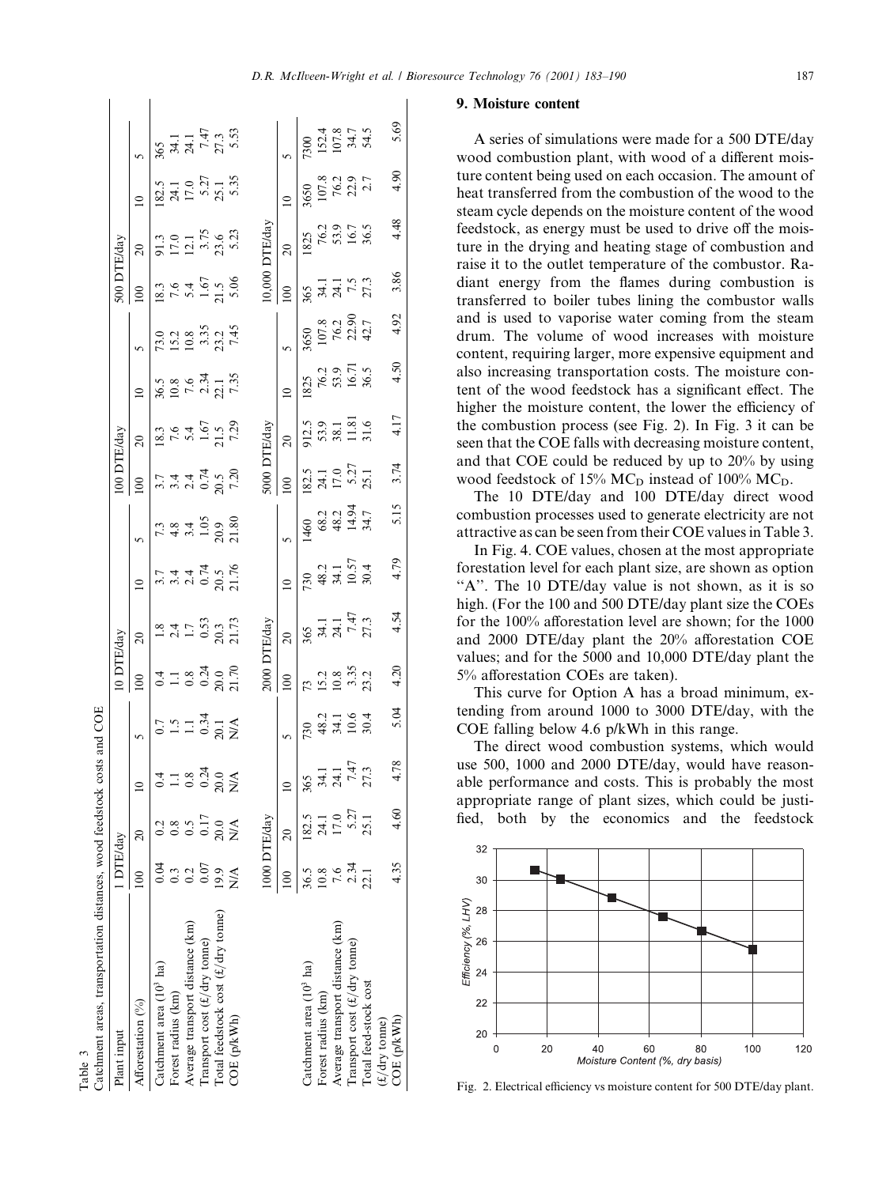Table 3
Catchment areas, transportation distances, wood feedstock costs and COE

| Plant input | 1 DTE/day | | | 10 DTE/day | | | 100 DTE/day | | | 500 DTE/day | | |
|---|---|---|---|---|---|---|---|---|---|---|---|---|
| Afforestation (%) | 100 | 20 | 10 | 5 | 100 | 20 | 10 | 5 | 100 | 20 | 10 | 5 | 100 | 20 | 10 | 5 |

| Plant input | 1 DTE/day | | | | 10 DTE/day | | | | 100 DTE/day | | | | 500 DTE/day | | | |
|---|---|---|---|---|---|---|---|---|---|---|---|---|---|---|---|---|
| Afforestation (%) | 100 | 20 | 10 | 5 | 100 | 20 | 10 | 5 | 100 | 20 | 10 | 5 | 100 | 20 | 10 | 5 |
| Catchment area ($10^3$ ha) | 0.04 | 0.2 | 0.4 | 0.7 | 0.4 | 1.8 | 3.7 | 7.3 | 3.7 | 18.3 | 36.5 | 73.0 | 18.3 | 91.3 | 182.5 | 365 |
| Forest radius (km) | 0.3 | 0.8 | 1.1 | 1.5 | 1.1 | 2.4 | 3.4 | 4.8 | 3.4 | 7.6 | 10.8 | 15.2 | 7.6 | 17.0 | 24.1 | 34.1 |
| Average transport distance (km) | 0.2 | 0.5 | 0.8 | 1.1 | 0.8 | 1.7 | 2.4 | 3.4 | 2.4 | 5.4 | 7.6 | 10.8 | 5.4 | 12.1 | 17.0 | 24.1 |
| Transport cost (£/dry tonne) | 0.07 | 0.17 | 0.24 | 0.34 | 0.24 | 0.53 | 0.74 | 1.05 | 0.74 | 1.67 | 2.34 | 3.35 | 1.67 | 3.75 | 5.27 | 7.47 |
| Total feedstock cost (£/dry tonne) | 19.9 | 20.0 | 20.0 | 20.1 | 20.0 | 20.3 | 20.5 | 20.9 | 20.5 | 21.5 | 22.1 | 23.2 | 21.5 | 23.6 | 25.1 | 27.3 |
| COE (p/kWh) | N/A | N/A | N/A | N/A | 21.70 | 21.73 | 21.76 | 21.80 | 7.20 | 7.29 | 7.35 | 7.45 | 5.06 | 5.23 | 5.35 | 5.53 |
| | **1000 DTE/day** | | | | **2000 DTE/day** | | | | **5000 DTE/day** | | | | **10,000 DTE/day** | | | |
| | 100 | 20 | 10 | 5 | 100 | 20 | 10 | 5 | 100 | 20 | 10 | 5 | 100 | 20 | 10 | 5 |
| Catchment area ($10^3$ ha) | 36.5 | 182.5 | 365 | 730 | 73 | 365 | 730 | 1460 | 182.5 | 912.5 | 1825 | 3650 | 365 | 1825 | 3650 | 7300 |
| Forest radius (km) | 10.8 | 24.1 | 34.1 | 48.2 | 15.2 | 34.1 | 48.2 | 68.2 | 24.1 | 53.9 | 76.2 | 107.8 | 34.1 | 76.2 | 107.8 | 152.4 |
| Average transport distance (km) | 7.6 | 17.0 | 24.1 | 34.1 | 10.8 | 24.1 | 34.1 | 48.2 | 17.0 | 38.1 | 53.9 | 76.2 | 24.1 | 53.9 | 76.2 | 107.8 |
| Transport cost (£/dry tonne) | 2.34 | 5.27 | 7.47 | 10.6 | 3.35 | 7.47 | 10.57 | 14.94 | 5.27 | 11.81 | 16.71 | 22.90 | 7.5 | 16.7 | 22.9 | 34.7 |
| Total feed-stock cost (£/dry tonne) | 22.1 | 25.1 | 27.3 | 30.4 | 23.2 | 27.3 | 30.4 | 34.7 | 25.1 | 31.6 | 36.5 | 42.7 | 27.3 | 36.5 | 2.7 | 54.5 |
| COE (p/kWh) | 4.35 | 4.60 | 4.78 | 5.04 | 4.20 | 4.54 | 4.79 | 5.15 | 3.74 | 4.17 | 4.50 | 4.92 | 3.86 | 4.48 | 4.90 | 5.69 |

## 9. Moisture content

A series of simulations were made for a 500 DTE/day wood combustion plant, with wood of a different moisture content being used on each occasion. The amount of heat transferred from the combustion of the wood to the steam cycle depends on the moisture content of the wood feedstock, as energy must be used to drive off the moisture in the drying and heating stage of combustion and raise it to the outlet temperature of the combustor. Radiant energy from the flames during combustion is transferred to boiler tubes lining the combustor walls and is used to vaporise water coming from the steam drum. The volume of wood increases with moisture content, requiring larger, more expensive equipment and also increasing transportation costs. The moisture content of the wood feedstock has a significant effect. The higher the moisture content, the lower the efficiency of the combustion process (see Fig. 2). In Fig. 3 it can be seen that the COE falls with decreasing moisture content, and that COE could be reduced by up to 20% by using wood feedstock of 15% $MC_D$ instead of 100% $MC_D$.

The 10 DTE/day and 100 DTE/day direct wood combustion processes used to generate electricity are not attractive as can be seen from their COE values in Table 3.

In Fig. 4. COE values, chosen at the most appropriate forestation level for each plant size, are shown as option "A". The 10 DTE/day value is not shown, as it is so high. (For the 100 and 500 DTE/day plant size the COEs for the 100% afforestation level are shown; for the 1000 and 2000 DTE/day plant the 20% afforestation COE values; and for the 5000 and 10,000 DTE/day plant the 5% afforestation COEs are taken).

This curve for Option A has a broad minimum, extending from around 1000 to 3000 DTE/day, with the COE falling below 4.6 p/kWh in this range.

The direct wood combustion systems, which would use 500, 1000 and 2000 DTE/day, would have reasonable performance and costs. This is probably the most appropriate range of plant sizes, which could be justified, both by the economics and the feedstock

Fig. 2. Electrical efficiency vs moisture content for 500 DTE/day plant.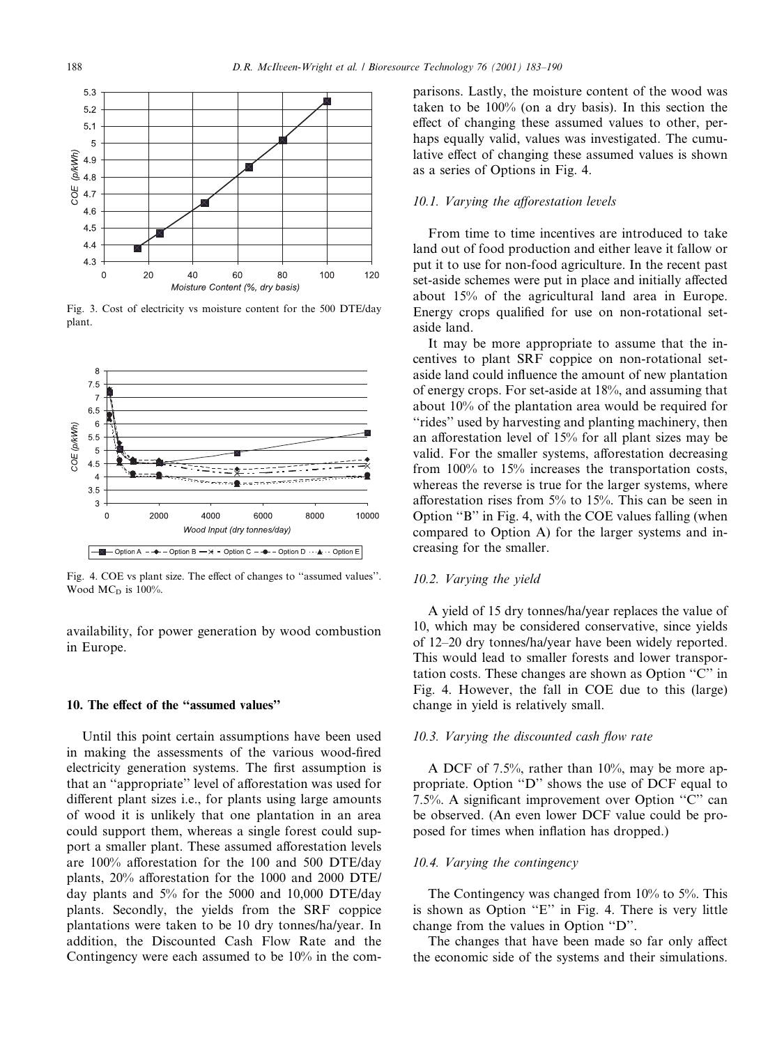Fig. 3. Cost of electricity vs moisture content for the 500 DTE/day plant.

Fig. 4. COE vs plant size. The effect of changes to "assumed values". Wood $MC_D$ is 100%.

availability, for power generation by wood combustion in Europe.

## 10. The effect of the "assumed values"

Until this point certain assumptions have been used in making the assessments of the various wood-fired electricity generation systems. The first assumption is that an "appropriate" level of afforestation was used for different plant sizes i.e., for plants using large amounts of wood it is unlikely that one plantation in an area could support them, whereas a single forest could support a smaller plant. These assumed afforestation levels are 100% afforestation for the 100 and 500 DTE/day plants, 20% afforestation for the 1000 and 2000 DTE/day plants and 5% for the 5000 and 10,000 DTE/day plants. Secondly, the yields from the SRF coppice plantations were taken to be 10 dry tonnes/ha/year. In addition, the Discounted Cash Flow Rate and the Contingency were each assumed to be 10% in the comparisons. Lastly, the moisture content of the wood was taken to be 100% (on a dry basis). In this section the effect of changing these assumed values to other, perhaps equally valid, values was investigated. The cumulative effect of changing these assumed values is shown as a series of Options in Fig. 4.

### 10.1. Varying the afforestation levels

From time to time incentives are introduced to take land out of food production and either leave it fallow or put it to use for non-food agriculture. In the recent past set-aside schemes were put in place and initially affected about 15% of the agricultural land area in Europe. Energy crops qualified for use on non-rotational set-aside land.

It may be more appropriate to assume that the incentives to plant SRF coppice on non-rotational set-aside land could influence the amount of new plantation of energy crops. For set-aside at 18%, and assuming that about 10% of the plantation area would be required for "rides" used by harvesting and planting machinery, then an afforestation level of 15% for all plant sizes may be valid. For the smaller systems, afforestation decreasing from 100% to 15% increases the transportation costs, whereas the reverse is true for the larger systems, where afforestation rises from 5% to 15%. This can be seen in Option "B" in Fig. 4, with the COE values falling (when compared to Option A) for the larger systems and increasing for the smaller.

### 10.2. Varying the yield

A yield of 15 dry tonnes/ha/year replaces the value of 10, which may be considered conservative, since yields of 12–20 dry tonnes/ha/year have been widely reported. This would lead to smaller forests and lower transportation costs. These changes are shown as Option "C" in Fig. 4. However, the fall in COE due to this (large) change in yield is relatively small.

### 10.3. Varying the discounted cash flow rate

A DCF of 7.5%, rather than 10%, may be more appropriate. Option "D" shows the use of DCF equal to 7.5%. A significant improvement over Option "C" can be observed. (An even lower DCF value could be proposed for times when inflation has dropped.)

### 10.4. Varying the contingency

The Contingency was changed from 10% to 5%. This is shown as Option "E" in Fig. 4. There is very little change from the values in Option "D".

The changes that have been made so far only affect the economic side of the systems and their simulations.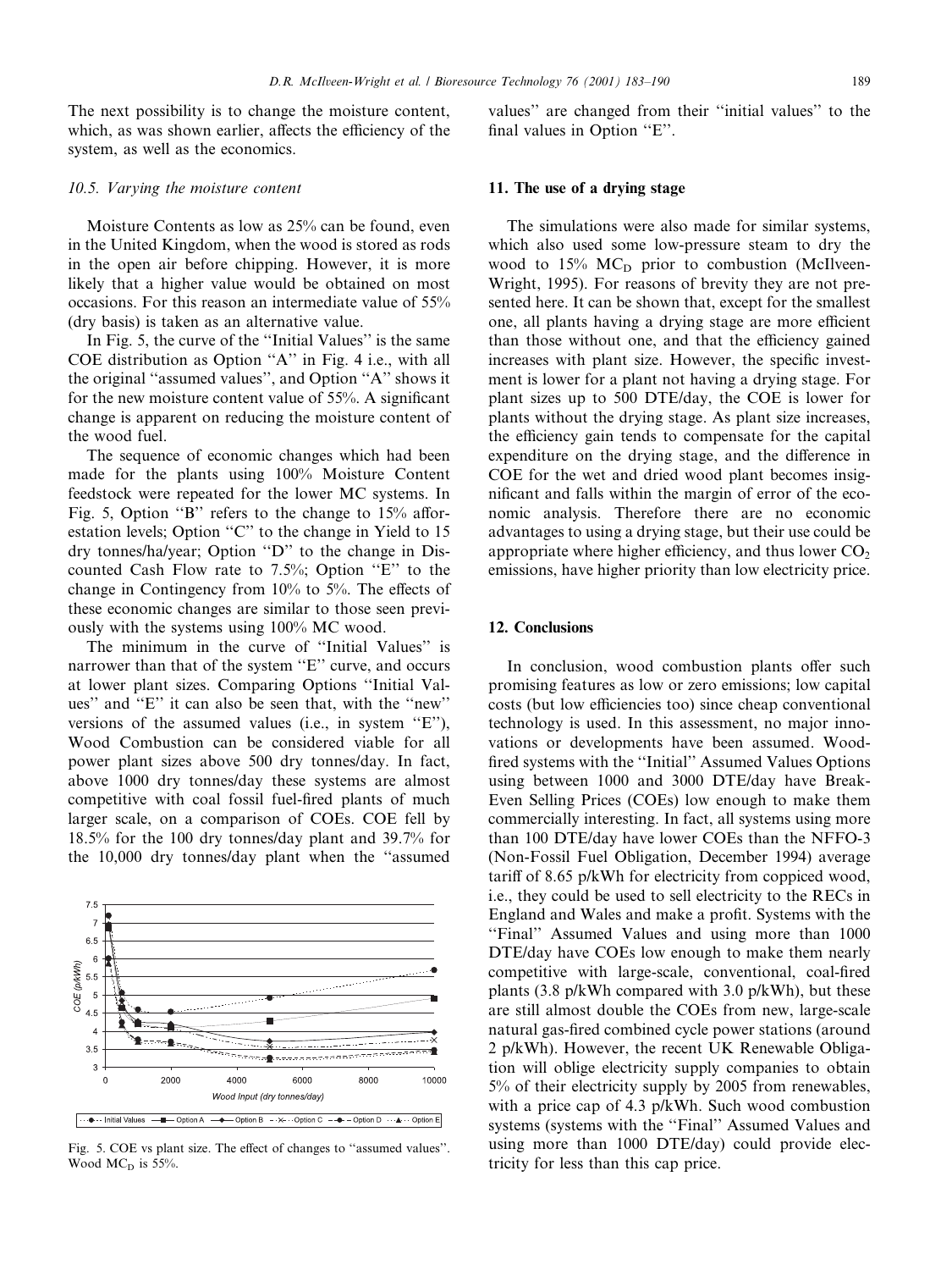The next possibility is to change the moisture content, which, as was shown earlier, affects the efficiency of the system, as well as the economics.

### 10.5. Varying the moisture content

Moisture Contents as low as 25% can be found, even in the United Kingdom, when the wood is stored as rods in the open air before chipping. However, it is more likely that a higher value would be obtained on most occasions. For this reason an intermediate value of 55% (dry basis) is taken as an alternative value.

In Fig. 5, the curve of the "Initial Values" is the same COE distribution as Option "A" in Fig. 4 i.e., with all the original "assumed values", and Option "A" shows it for the new moisture content value of 55%. A significant change is apparent on reducing the moisture content of the wood fuel.

The sequence of economic changes which had been made for the plants using 100% Moisture Content feedstock were repeated for the lower MC systems. In Fig. 5, Option "B" refers to the change to 15% afforestation levels; Option "C" to the change in Yield to 15 dry tonnes/ha/year; Option "D" to the change in Discounted Cash Flow rate to 7.5%; Option "E" to the change in Contingency from 10% to 5%. The effects of these economic changes are similar to those seen previously with the systems using 100% MC wood.

The minimum in the curve of "Initial Values" is narrower than that of the system "E" curve, and occurs at lower plant sizes. Comparing Options "Initial Values" and "E" it can also be seen that, with the "new" versions of the assumed values (i.e., in system "E"), Wood Combustion can be considered viable for all power plant sizes above 500 dry tonnes/day. In fact, above 1000 dry tonnes/day these systems are almost competitive with coal fossil fuel-fired plants of much larger scale, on a comparison of COEs. COE fell by 18.5% for the 100 dry tonnes/day plant and 39.7% for the 10,000 dry tonnes/day plant when the "assumed values" are changed from their "initial values" to the final values in Option "E".

Fig. 5. COE vs plant size. The effect of changes to "assumed values". Wood $MC_D$ is 55%.

## 11. The use of a drying stage

The simulations were also made for similar systems, which also used some low-pressure steam to dry the wood to 15% $MC_D$ prior to combustion (McIlveen-Wright, 1995). For reasons of brevity they are not presented here. It can be shown that, except for the smallest one, all plants having a drying stage are more efficient than those without one, and that the efficiency gained increases with plant size. However, the specific investment is lower for a plant not having a drying stage. For plant sizes up to 500 DTE/day, the COE is lower for plants without the drying stage. As plant size increases, the efficiency gain tends to compensate for the capital expenditure on the drying stage, and the difference in COE for the wet and dried wood plant becomes insignificant and falls within the margin of error of the economic analysis. Therefore there are no economic advantages to using a drying stage, but their use could be appropriate where higher efficiency, and thus lower $CO_2$ emissions, have higher priority than low electricity price.

## 12. Conclusions

In conclusion, wood combustion plants offer such promising features as low or zero emissions; low capital costs (but low efficiencies too) since cheap conventional technology is used. In this assessment, no major innovations or developments have been assumed. Wood-fired systems with the "Initial" Assumed Values Options using between 1000 and 3000 DTE/day have Break-Even Selling Prices (COEs) low enough to make them commercially interesting. In fact, all systems using more than 100 DTE/day have lower COEs than the NFFO-3 (Non-Fossil Fuel Obligation, December 1994) average tariff of 8.65 p/kWh for electricity from coppiced wood, i.e., they could be used to sell electricity to the RECs in England and Wales and make a profit. Systems with the "Final" Assumed Values and using more than 1000 DTE/day have COEs low enough to make them nearly competitive with large-scale, conventional, coal-fired plants (3.8 p/kWh compared with 3.0 p/kWh), but these are still almost double the COEs from new, large-scale natural gas-fired combined cycle power stations (around 2 p/kWh). However, the recent UK Renewable Obligation will oblige electricity supply companies to obtain 5% of their electricity supply by 2005 from renewables, with a price cap of 4.3 p/kWh. Such wood combustion systems (systems with the "Final" Assumed Values and using more than 1000 DTE/day) could provide electricity for less than this cap price.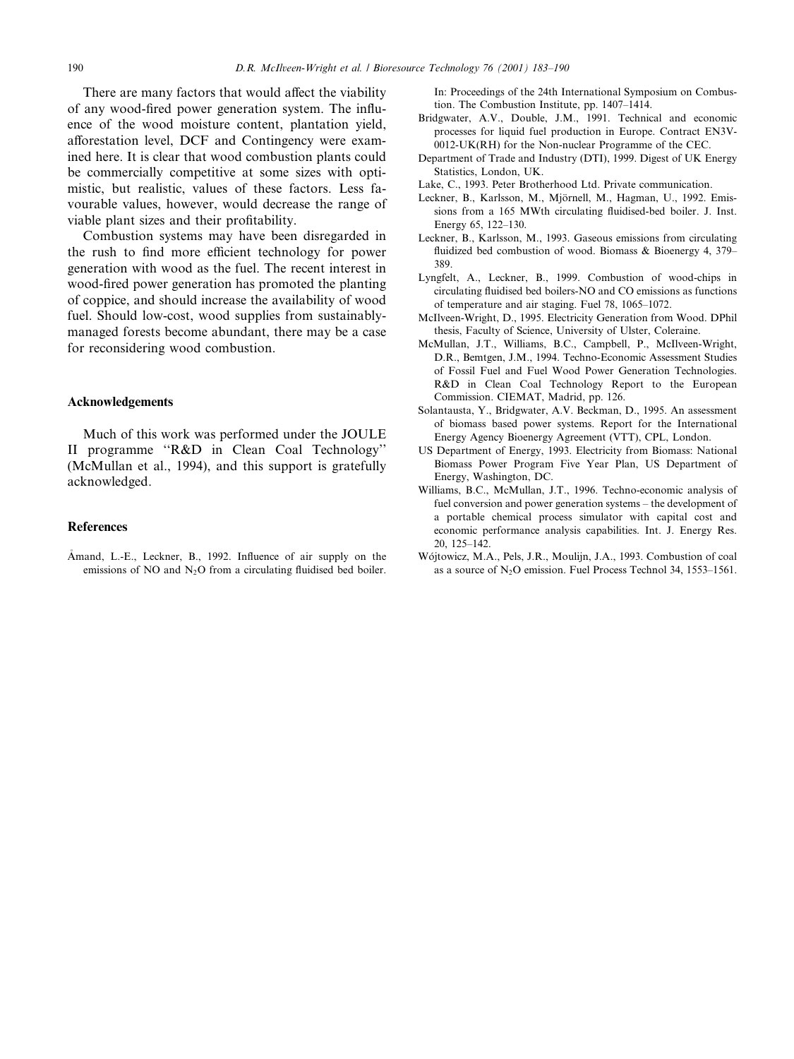There are many factors that would affect the viability of any wood-fired power generation system. The influence of the wood moisture content, plantation yield, afforestation level, DCF and Contingency were examined here. It is clear that wood combustion plants could be commercially competitive at some sizes with optimistic, but realistic, values of these factors. Less favourable values, however, would decrease the range of viable plant sizes and their profitability.

Combustion systems may have been disregarded in the rush to find more efficient technology for power generation with wood as the fuel. The recent interest in wood-fired power generation has promoted the planting of coppice, and should increase the availability of wood fuel. Should low-cost, wood supplies from sustainably-managed forests become abundant, there may be a case for reconsidering wood combustion.

## Acknowledgements

Much of this work was performed under the JOULE II programme "R&D in Clean Coal Technology" (McMullan et al., 1994), and this support is gratefully acknowledged.

## References

Åmand, L.-E., Leckner, B., 1992. Influence of air supply on the emissions of NO and $N_2O$ from a circulating fluidised bed boiler. In: Proceedings of the 24th International Symposium on Combustion. The Combustion Institute, pp. 1407–1414.

Bridgwater, A.V., Double, J.M., 1991. Technical and economic processes for liquid fuel production in Europe. Contract EN3V-0012-UK(RH) for the Non-nuclear Programme of the CEC.

Department of Trade and Industry (DTI), 1999. Digest of UK Energy Statistics, London, UK.

Lake, C., 1993. Peter Brotherhood Ltd. Private communication.

Leckner, B., Karlsson, M., Mjörnell, M., Hagman, U., 1992. Emissions from a 165 MWth circulating fluidised-bed boiler. J. Inst. Energy 65, 122–130.

Leckner, B., Karlsson, M., 1993. Gaseous emissions from circulating fluidized bed combustion of wood. Biomass & Bioenergy 4, 379–389.

Lyngfelt, A., Leckner, B., 1999. Combustion of wood-chips in circulating fluidised bed boilers-NO and CO emissions as functions of temperature and air staging. Fuel 78, 1065–1072.

McIlveen-Wright, D., 1995. Electricity Generation from Wood. DPhil thesis, Faculty of Science, University of Ulster, Coleraine.

McMullan, J.T., Williams, B.C., Campbell, P., McIlveen-Wright, D.R., Bemtgen, J.M., 1994. Techno-Economic Assessment Studies of Fossil Fuel and Fuel Wood Power Generation Technologies. R&D in Clean Coal Technology Report to the European Commission. CIEMAT, Madrid, pp. 126.

Solantausta, Y., Bridgwater, A.V. Beckman, D., 1995. An assessment of biomass based power systems. Report for the International Energy Agency Bioenergy Agreement (VTT), CPL, London.

US Department of Energy, 1993. Electricity from Biomass: National Biomass Power Program Five Year Plan, US Department of Energy, Washington, DC.

Williams, B.C., McMullan, J.T., 1996. Techno-economic analysis of fuel conversion and power generation systems – the development of a portable chemical process simulator with capital cost and economic performance analysis capabilities. Int. J. Energy Res. 20, 125–142.

Wójtowicz, M.A., Pels, J.R., Moulijn, J.A., 1993. Combustion of coal as a source of $N_2O$ emission. Fuel Process Technol 34, 1553–1561.